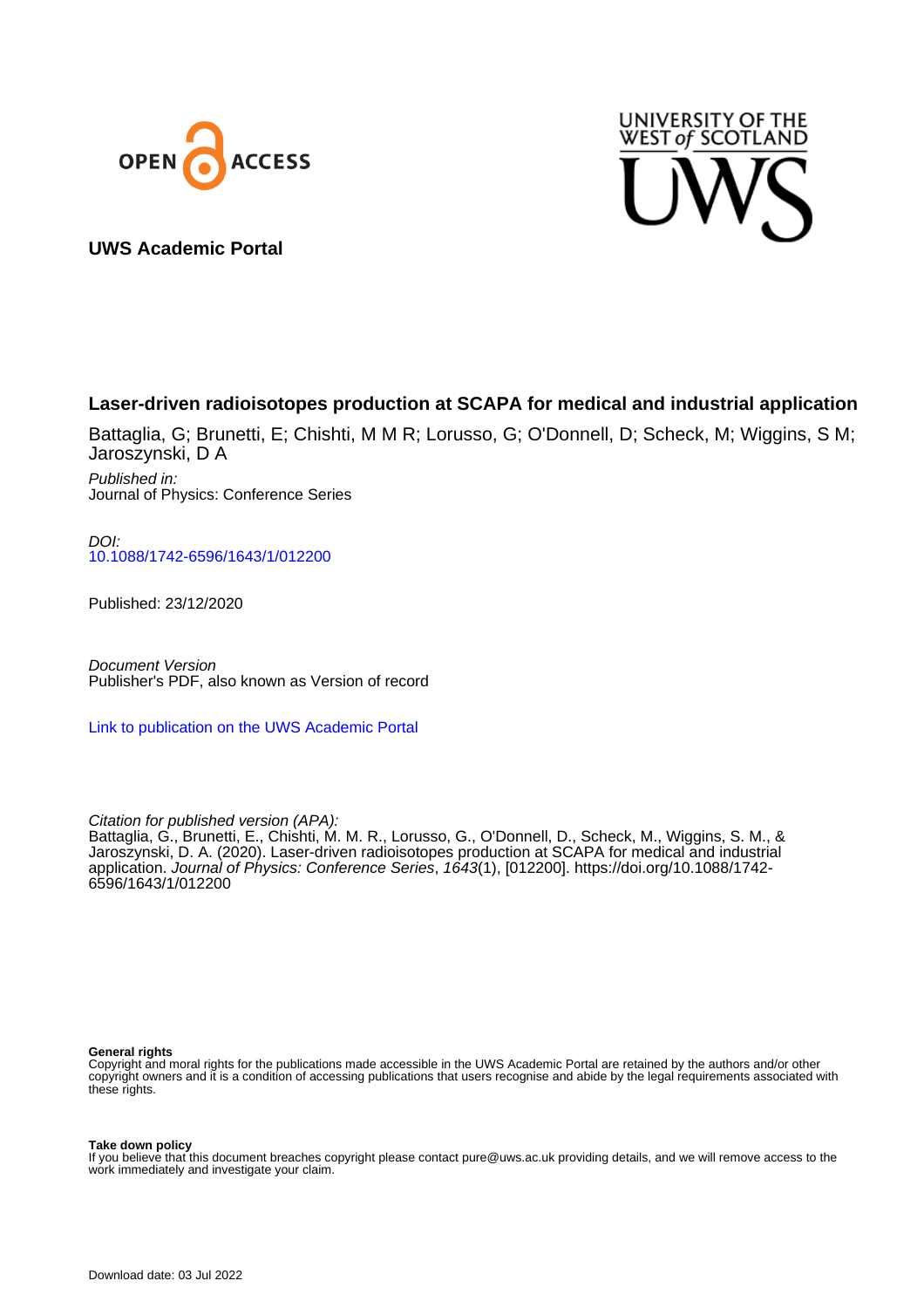UWS Academic Portal

## Laser-driven radioisotopes production at SCAPA for medical and industrial application

Battaglia, G; Brunetti, E; Chishti, M M R; Lorusso, G; O'Donnell, D; Scheck, M; Wiggins, S M; Jaroszynski, D A

*Published in:*
Journal of Physics: Conference Series

*DOI:*
10.1088/1742-6596/1643/1/012200

Published: 23/12/2020

*Document Version*
Publisher's PDF, also known as Version of record

Link to publication on the UWS Academic Portal

*Citation for published version (APA):*
Battaglia, G., Brunetti, E., Chishti, M. M. R., Lorusso, G., O'Donnell, D., Scheck, M., Wiggins, S. M., & Jaroszynski, D. A. (2020). Laser-driven radioisotopes production at SCAPA for medical and industrial application. *Journal of Physics: Conference Series*, *1643*(1), [012200]. https://doi.org/10.1088/1742-6596/1643/1/012200

**General rights**
Copyright and moral rights for the publications made accessible in the UWS Academic Portal are retained by the authors and/or other copyright owners and it is a condition of accessing publications that users recognise and abide by the legal requirements associated with these rights.

**Take down policy**
If you believe that this document breaches copyright please contact pure@uws.ac.uk providing details, and we will remove access to the work immediately and investigate your claim.

Download date: 03 Jul 2022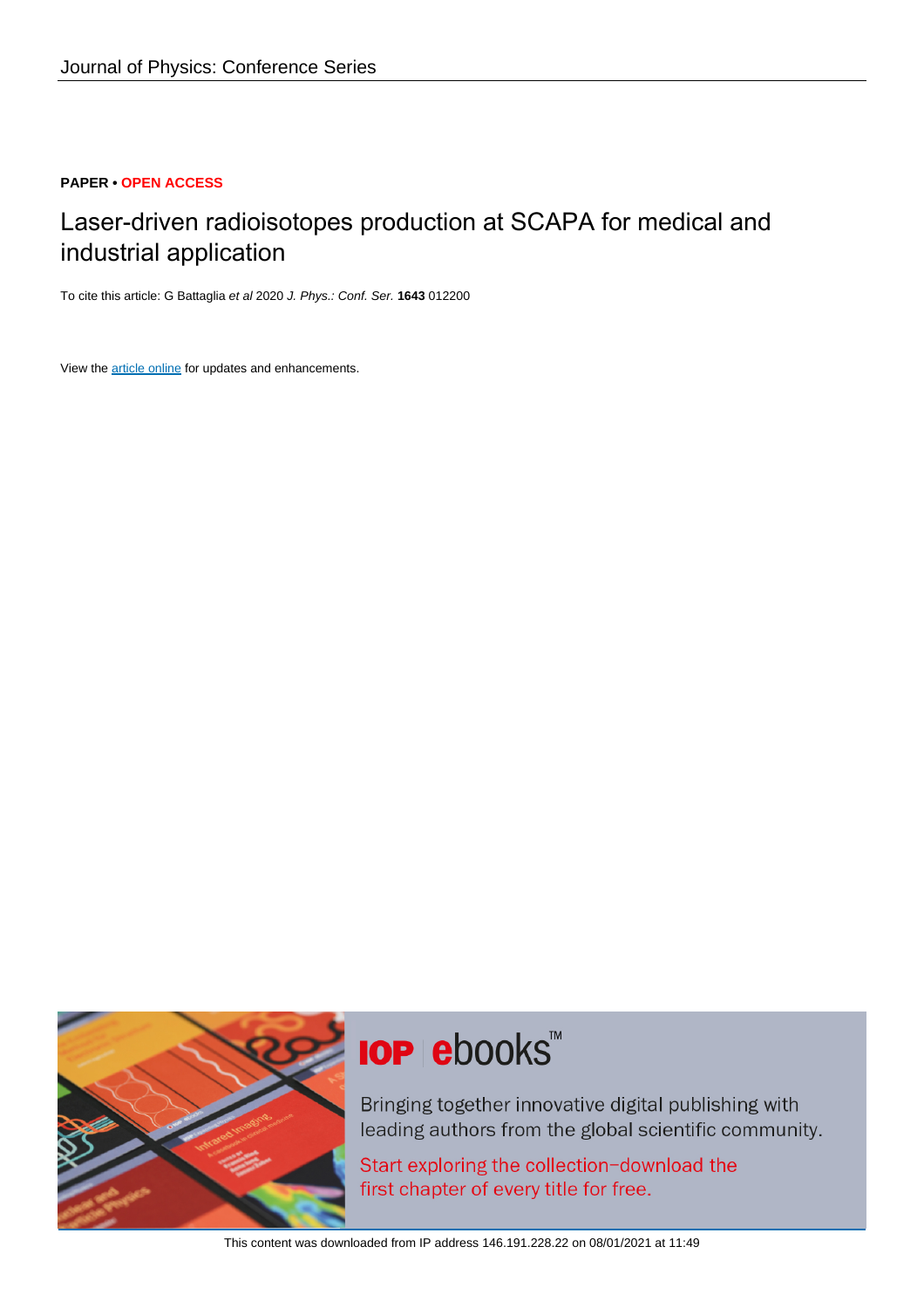PAPER • OPEN ACCESS

# Laser-driven radioisotopes production at SCAPA for medical and industrial application

To cite this article: G Battaglia *et al* 2020 *J. Phys.: Conf. Ser.* **1643** 012200

View the article online for updates and enhancements.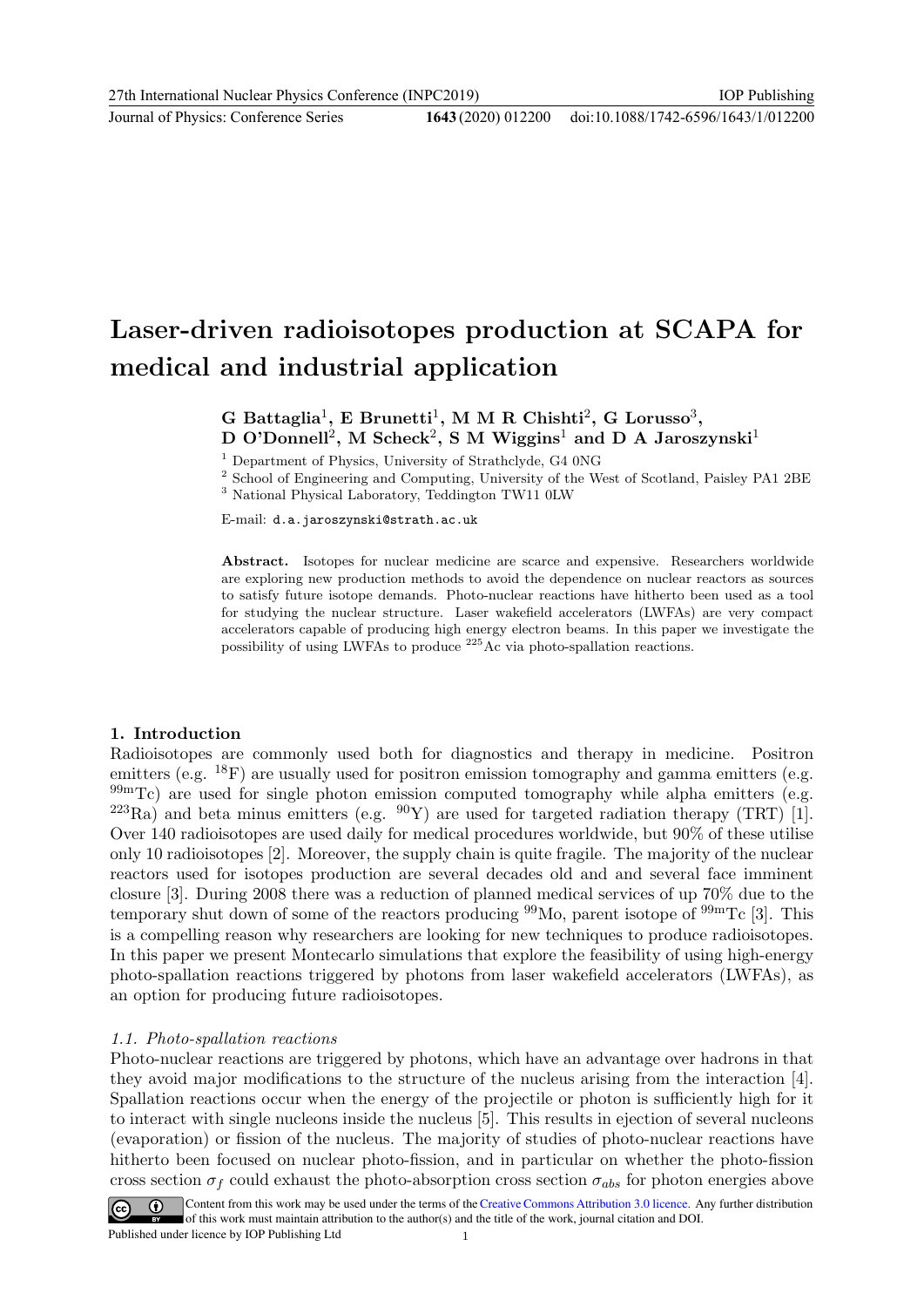# Laser-driven radioisotopes production at SCAPA for medical and industrial application

**G Battaglia[1], E Brunetti[1], M M R Chishti[2], G Lorusso[3], D O'Donnell[2], M Scheck[2], S M Wiggins[1] and D A Jaroszynski[1]**

[1] Department of Physics, University of Strathclyde, G4 0NG

[2] School of Engineering and Computing, University of the West of Scotland, Paisley PA1 2BE

[3] National Physical Laboratory, Teddington TW11 0LW

E-mail: d.a.jaroszynski@strath.ac.uk

**Abstract.** Isotopes for nuclear medicine are scarce and expensive. Researchers worldwide are exploring new production methods to avoid the dependence on nuclear reactors as sources to satisfy future isotope demands. Photo-nuclear reactions have hitherto been used as a tool for studying the nuclear structure. Laser wakefield accelerators (LWFAs) are very compact accelerators capable of producing high energy electron beams. In this paper we investigate the possibility of using LWFAs to produce $^{225}$Ac via photo-spallation reactions.

## 1. Introduction

Radioisotopes are commonly used both for diagnostics and therapy in medicine. Positron emitters (e.g. $^{18}$F) are usually used for positron emission tomography and gamma emitters (e.g. $^{99m}$Tc) are used for single photon emission computed tomography while alpha emitters (e.g. $^{223}$Ra) and beta minus emitters (e.g. $^{90}$Y) are used for targeted radiation therapy (TRT) [1]. Over 140 radioisotopes are used daily for medical procedures worldwide, but 90% of these utilise only 10 radioisotopes [2]. Moreover, the supply chain is quite fragile. The majority of the nuclear reactors used for isotopes production are several decades old and and several face imminent closure [3]. During 2008 there was a reduction of planned medical services of up 70% due to the temporary shut down of some of the reactors producing $^{99}$Mo, parent isotope of $^{99m}$Tc [3]. This is a compelling reason why researchers are looking for new techniques to produce radioisotopes. In this paper we present Montecarlo simulations that explore the feasibility of using high-energy photo-spallation reactions triggered by photons from laser wakefield accelerators (LWFAs), as an option for producing future radioisotopes.

### 1.1. Photo-spallation reactions

Photo-nuclear reactions are triggered by photons, which have an advantage over hadrons in that they avoid major modifications to the structure of the nucleus arising from the interaction [4]. Spallation reactions occur when the energy of the projectile or photon is sufficiently high for it to interact with single nucleons inside the nucleus [5]. This results in ejection of several nucleons (evaporation) or fission of the nucleus. The majority of studies of photo-nuclear reactions have hitherto been focused on nuclear photo-fission, and in particular on whether the photo-fission cross section $\sigma_f$ could exhaust the photo-absorption cross section $\sigma_{abs}$ for photon energies above

Content from this work may be used under the terms of the Creative Commons Attribution 3.0 licence. Any further distribution of this work must maintain attribution to the author(s) and the title of the work, journal citation and DOI.
Published under licence by IOP Publishing Ltd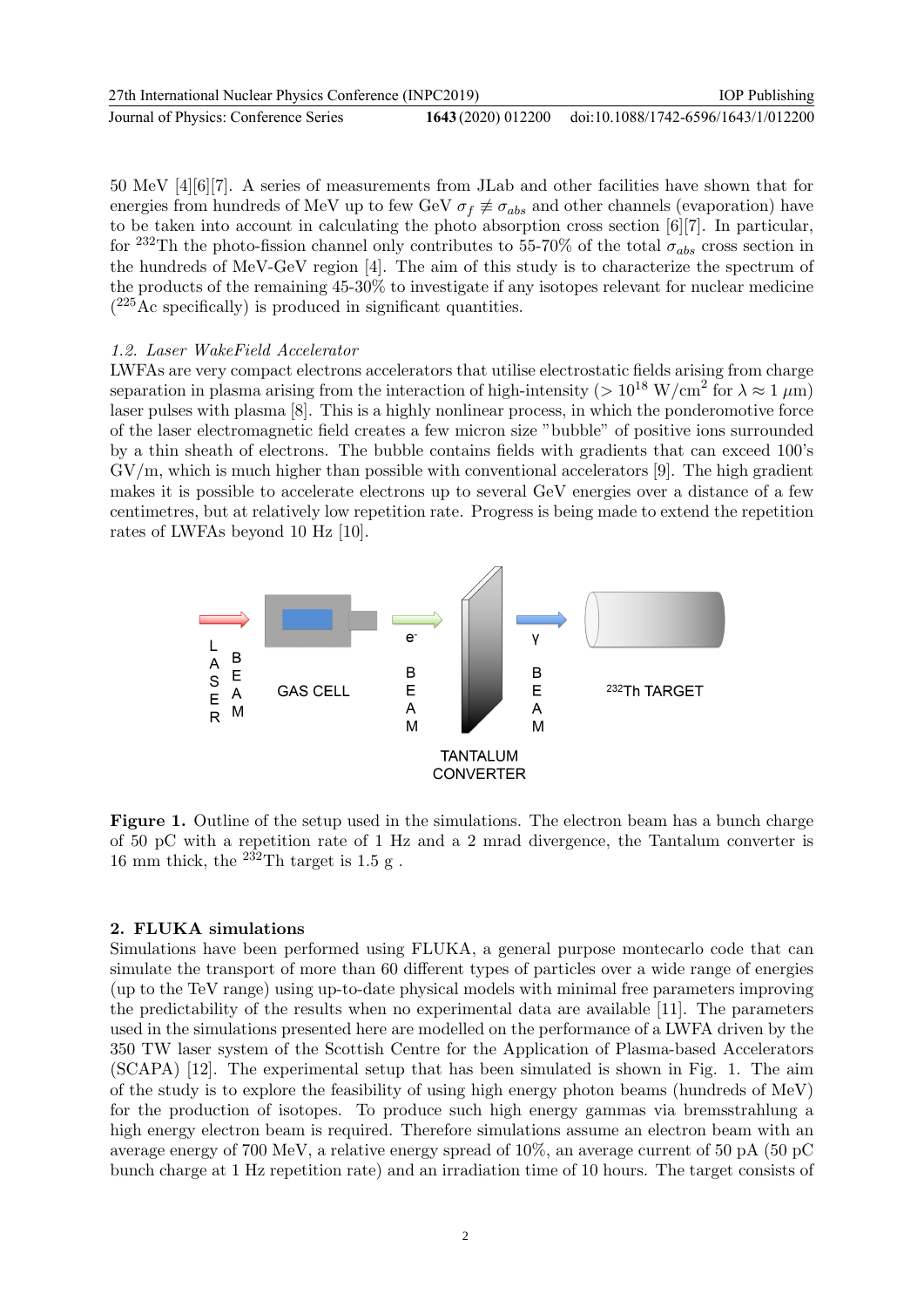50 MeV [4][6][7]. A series of measurements from JLab and other facilities have shown that for energies from hundreds of MeV up to few GeV $\sigma_f \not\equiv \sigma_{abs}$ and other channels (evaporation) have to be taken into account in calculating the photo absorption cross section [6][7]. In particular, for $^{232}$Th the photo-fission channel only contributes to 55-70% of the total $\sigma_{abs}$ cross section in the hundreds of MeV-GeV region [4]. The aim of this study is to characterize the spectrum of the products of the remaining 45-30% to investigate if any isotopes relevant for nuclear medicine ($^{225}$Ac specifically) is produced in significant quantities.

### *1.2. Laser WakeField Accelerator*

LWFAs are very compact electrons accelerators that utilise electrostatic fields arising from charge separation in plasma arising from the interaction of high-intensity ($> 10^{18}$ W/cm$^2$ for $\lambda \approx 1$ $\mu$m) laser pulses with plasma [8]. This is a highly nonlinear process, in which the ponderomotive force of the laser electromagnetic field creates a few micron size "bubble" of positive ions surrounded by a thin sheath of electrons. The bubble contains fields with gradients that can exceed 100's GV/m, which is much higher than possible with conventional accelerators [9]. The high gradient makes it is possible to accelerate electrons up to several GeV energies over a distance of a few centimetres, but at relatively low repetition rate. Progress is being made to extend the repetition rates of LWFAs beyond 10 Hz [10].

**Figure 1.** Outline of the setup used in the simulations. The electron beam has a bunch charge of 50 pC with a repetition rate of 1 Hz and a 2 mrad divergence, the Tantalum converter is 16 mm thick, the $^{232}$Th target is 1.5 g .

## 2. FLUKA simulations

Simulations have been performed using FLUKA, a general purpose montecarlo code that can simulate the transport of more than 60 different types of particles over a wide range of energies (up to the TeV range) using up-to-date physical models with minimal free parameters improving the predictability of the results when no experimental data are available [11]. The parameters used in the simulations presented here are modelled on the performance of a LWFA driven by the 350 TW laser system of the Scottish Centre for the Application of Plasma-based Accelerators (SCAPA) [12]. The experimental setup that has been simulated is shown in Fig. 1. The aim of the study is to explore the feasibility of using high energy photon beams (hundreds of MeV) for the production of isotopes. To produce such high energy gammas via bremsstrahlung a high energy electron beam is required. Therefore simulations assume an electron beam with an average energy of 700 MeV, a relative energy spread of 10%, an average current of 50 pA (50 pC bunch charge at 1 Hz repetition rate) and an irradiation time of 10 hours. The target consists of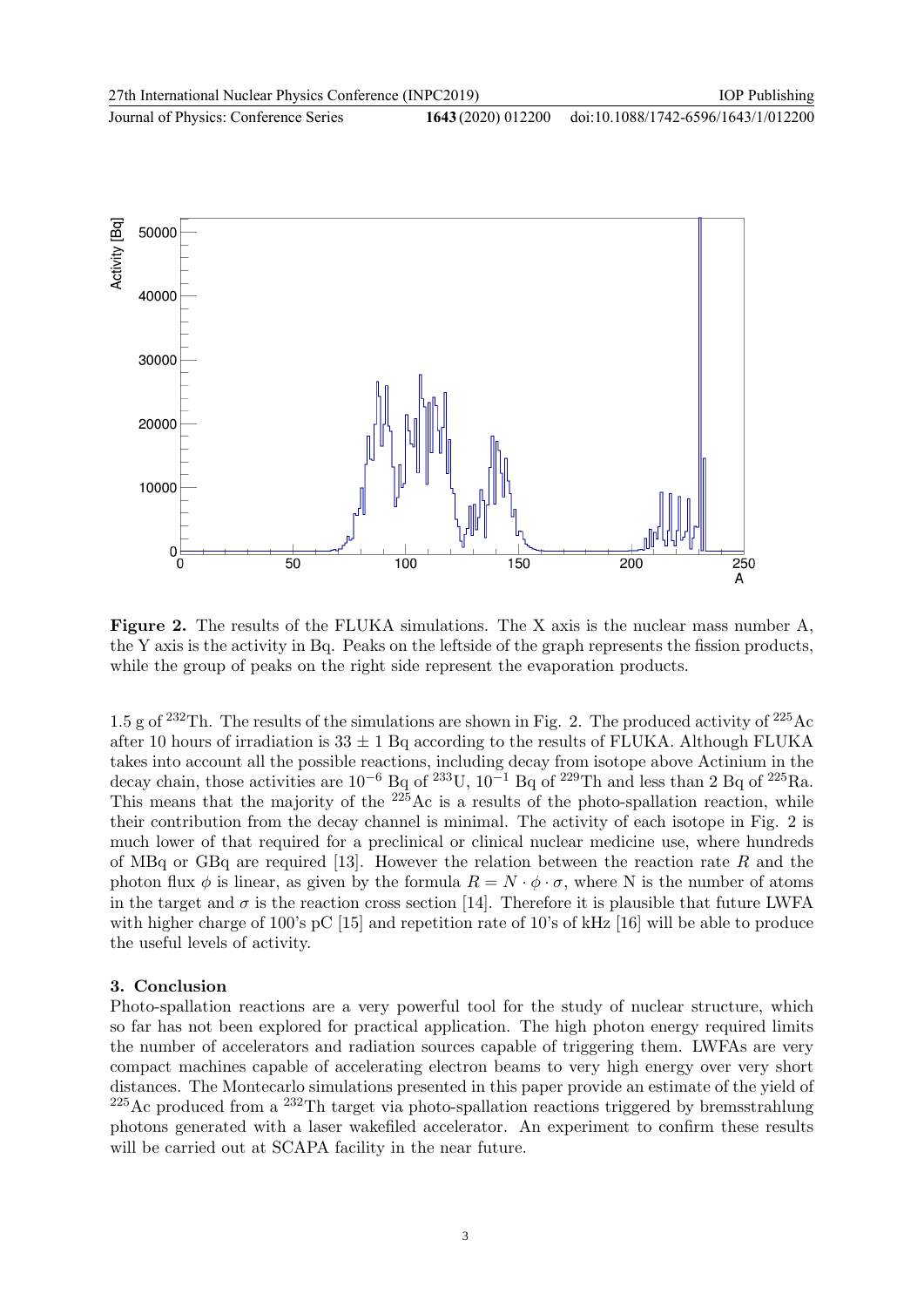**Figure 2.** The results of the FLUKA simulations. The X axis is the nuclear mass number A, the Y axis is the activity in Bq. Peaks on the leftside of the graph represents the fission products, while the group of peaks on the right side represent the evaporation products.

1.5 g of $^{232}$Th. The results of the simulations are shown in Fig. 2. The produced activity of $^{225}$Ac after 10 hours of irradiation is $33 \pm 1$ Bq according to the results of FLUKA. Although FLUKA takes into account all the possible reactions, including decay from isotope above Actinium in the decay chain, those activities are $10^{-6}$ Bq of $^{233}$U, $10^{-1}$ Bq of $^{229}$Th and less than 2 Bq of $^{225}$Ra. This means that the majority of the $^{225}$Ac is a results of the photo-spallation reaction, while their contribution from the decay channel is minimal. The activity of each isotope in Fig. 2 is much lower of that required for a preclinical or clinical nuclear medicine use, where hundreds of MBq or GBq are required [13]. However the relation between the reaction rate $R$ and the photon flux $\phi$ is linear, as given by the formula $R = N \cdot \phi \cdot \sigma$, where N is the number of atoms in the target and $\sigma$ is the reaction cross section [14]. Therefore it is plausible that future LWFA with higher charge of 100's pC [15] and repetition rate of 10's of kHz [16] will be able to produce the useful levels of activity.

## 3. Conclusion

Photo-spallation reactions are a very powerful tool for the study of nuclear structure, which so far has not been explored for practical application. The high photon energy required limits the number of accelerators and radiation sources capable of triggering them. LWFAs are very compact machines capable of accelerating electron beams to very high energy over very short distances. The Montecarlo simulations presented in this paper provide an estimate of the yield of $^{225}$Ac produced from a $^{232}$Th target via photo-spallation reactions triggered by bremsstrahlung photons generated with a laser wakefiled accelerator. An experiment to confirm these results will be carried out at SCAPA facility in the near future.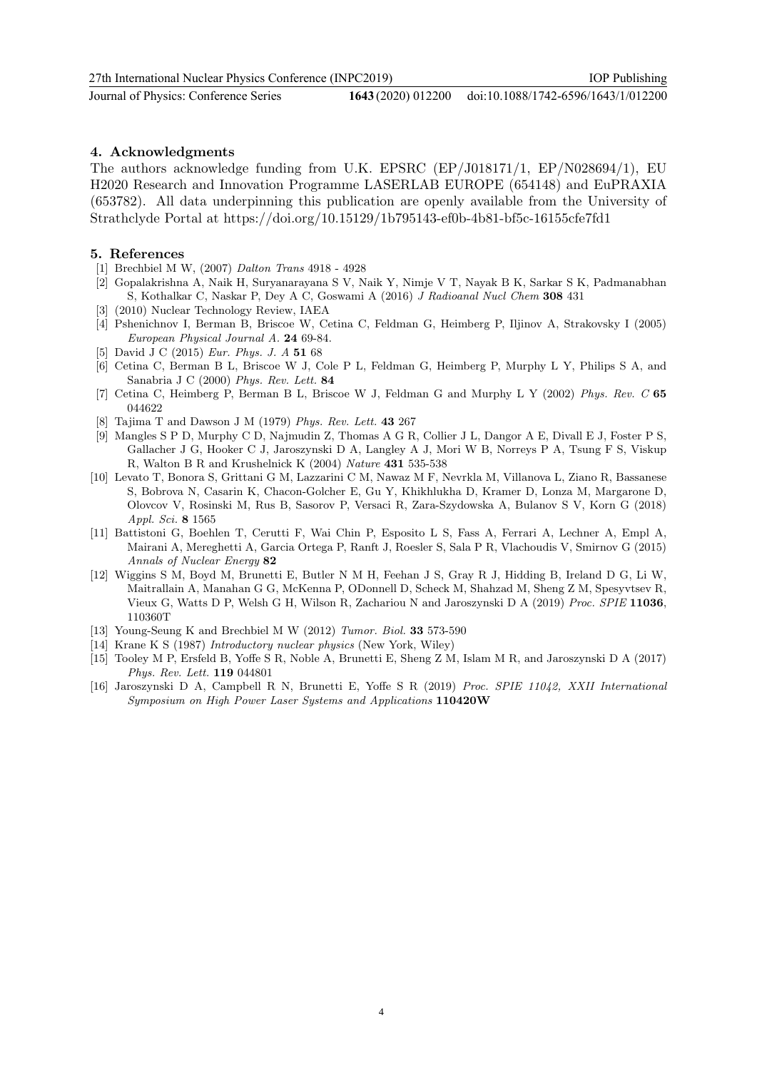## 4. Acknowledgments

The authors acknowledge funding from U.K. EPSRC (EP/J018171/1, EP/N028694/1), EU H2020 Research and Innovation Programme LASERLAB EUROPE (654148) and EuPRAXIA (653782). All data underpinning this publication are openly available from the University of Strathclyde Portal at https://doi.org/10.15129/1b795143-ef0b-4b81-bf5c-16155cfe7fd1

## 5. References

[1] Brechbiel M W, (2007) *Dalton Trans* 4918 - 4928

[2] Gopalakrishna A, Naik H, Suryanarayana S V, Naik Y, Nimje V T, Nayak B K, Sarkar S K, Padmanabhan S, Kothalkar C, Naskar P, Dey A C, Goswami A (2016) *J Radioanal Nucl Chem* **308** 431

[3] (2010) Nuclear Technology Review, IAEA

[4] Pshenichnov I, Berman B, Briscoe W, Cetina C, Feldman G, Heimberg P, Iljinov A, Strakovsky I (2005) *European Physical Journal A*. **24** 69-84.

[5] David J C (2015) *Eur. Phys. J. A* **51** 68

[6] Cetina C, Berman B L, Briscoe W J, Cole P L, Feldman G, Heimberg P, Murphy L Y, Philips S A, and Sanabria J C (2000) *Phys. Rev. Lett.* **84**

[7] Cetina C, Heimberg P, Berman B L, Briscoe W J, Feldman G and Murphy L Y (2002) *Phys. Rev. C* **65** 044622

[8] Tajima T and Dawson J M (1979) *Phys. Rev. Lett.* **43** 267

[9] Mangles S P D, Murphy C D, Najmudin Z, Thomas A G R, Collier J L, Dangor A E, Divall E J, Foster P S, Gallacher J G, Hooker C J, Jaroszynski D A, Langley A J, Mori W B, Norreys P A, Tsung F S, Viskup R, Walton B R and Krushelnick K (2004) *Nature* **431** 535-538

[10] Levato T, Bonora S, Grittani G M, Lazzarini C M, Nawaz M F, Nevrkla M, Villanova L, Ziano R, Bassanese S, Bobrova N, Casarin K, Chacon-Golcher E, Gu Y, Khikhlukha D, Kramer D, Lonza M, Margarone D, Olovcov V, Rosinski M, Rus B, Sasorov P, Versaci R, Zara-Szydowska A, Bulanov S V, Korn G (2018) *Appl. Sci.* **8** 1565

[11] Battistoni G, Boehlen T, Cerutti F, Wai Chin P, Esposito L S, Fass A, Ferrari A, Lechner A, Empl A, Mairani A, Mereghetti A, Garcia Ortega P, Ranft J, Roesler S, Sala P R, Vlachoudis V, Smirnov G (2015) *Annals of Nuclear Energy* **82**

[12] Wiggins S M, Boyd M, Brunetti E, Butler N M H, Feehan J S, Gray R J, Hidding B, Ireland D G, Li W, Maitrallain A, Manahan G G, McKenna P, ODonnell D, Scheck M, Shahzad M, Sheng Z M, Spesyvtsev R, Vieux G, Watts D P, Welsh G H, Wilson R, Zachariou N and Jaroszynski D A (2019) *Proc. SPIE* **11036**, 110360T

[13] Young-Seung K and Brechbiel M W (2012) *Tumor. Biol.* **33** 573-590

[14] Krane K S (1987) *Introductory nuclear physics* (New York, Wiley)

[15] Tooley M P, Ersfeld B, Yoffe S R, Noble A, Brunetti E, Sheng Z M, Islam M R, and Jaroszynski D A (2017) *Phys. Rev. Lett.* **119** 044801

[16] Jaroszynski D A, Campbell R N, Brunetti E, Yoffe S R (2019) *Proc. SPIE 11042, XXII International Symposium on High Power Laser Systems and Applications* **110420W**